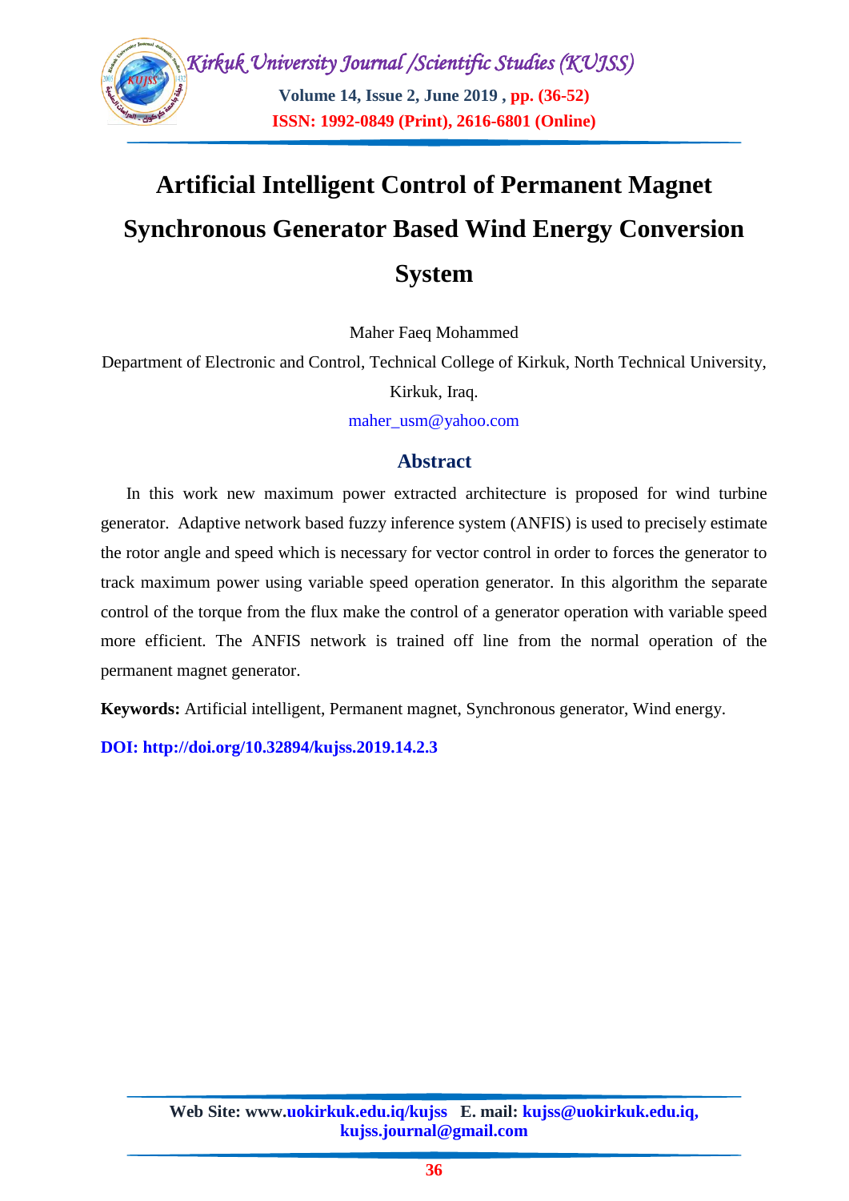# Artificial Intelligent Control of Permanent Magnet Synchronous Generator Based Wind Energy Conversion System

Maher Faeq Mohammed

Department of Electronic and Control, Technical College of Kirkuk, North Technical University, Kirkuk, Iraq.

maher_usm@yahoo.com

## Abstract

In this work new maximum power extracted architecture is proposed for wind turbine generator. Adaptive network based fuzzy inference system (ANFIS) is used to precisely estimate the rotor angle and speed which is necessary for vector control in order to forces the generator to track maximum power using variable speed operation generator. In this algorithm the separate control of the torque from the flux make the control of a generator operation with variable speed more efficient. The ANFIS network is trained off line from the normal operation of the permanent magnet generator.

**Keywords:** Artificial intelligent, Permanent magnet, Synchronous generator, Wind energy.

**DOI: http://doi.org/10.32894/kujss.2019.14.2.3**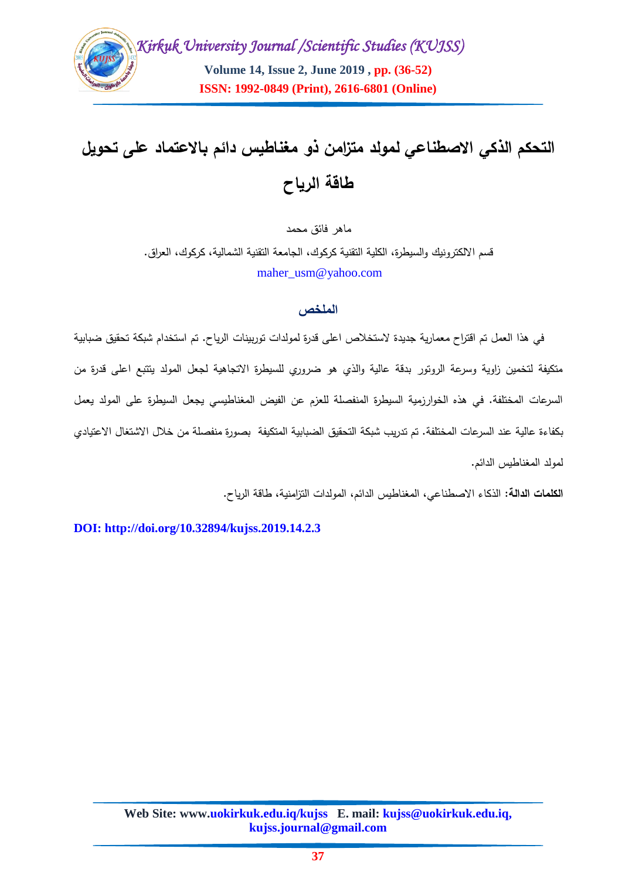# التحكم الذكي الاصطناعي لمولد متزامن ذو مغناطيس دائم بالاعتماد على تحويل طاقة الرياح

ماهر فائق محمد

قسم الالكترونيك والسيطرة، الكلية التقنية كركوك، الجامعة التقنية الشمالية، كركوك، العراق.

maher_usm@yahoo.com

## الملخص

في هذا العمل تم اقتراح معمارية جديدة لاستخلاص اعلى قدرة لمولدات توربينات الرياح. تم استخدام شبكة تحقيق ضبابية متكيفة لتخمين زاوية وسرعة الروتور بدقة عالية والذي هو ضروري للسيطرة الاتجاهية لجعل المولد يتتبع اعلى قدرة من السرعات المختلفة. في هذه الخوارزمية السيطرة المنفصلة للعزم عن الفيض المغناطيسي يجعل السيطرة على المولد يعمل بكفاءة عالية عند السرعات المختلفة. تم تدريب شبكة التحقيق الضبابية المتكيفة بصورة منفصلة من خلال الاشتغال الاعتيادي لمولد المغناطيس الدائم.

**الكلمات الدالة:** الذكاء الاصطناعي، المغناطيس الدائم، المولدات التزامنية، طاقة الرياح.

**DOI: http://doi.org/10.32894/kujss.2019.14.2.3**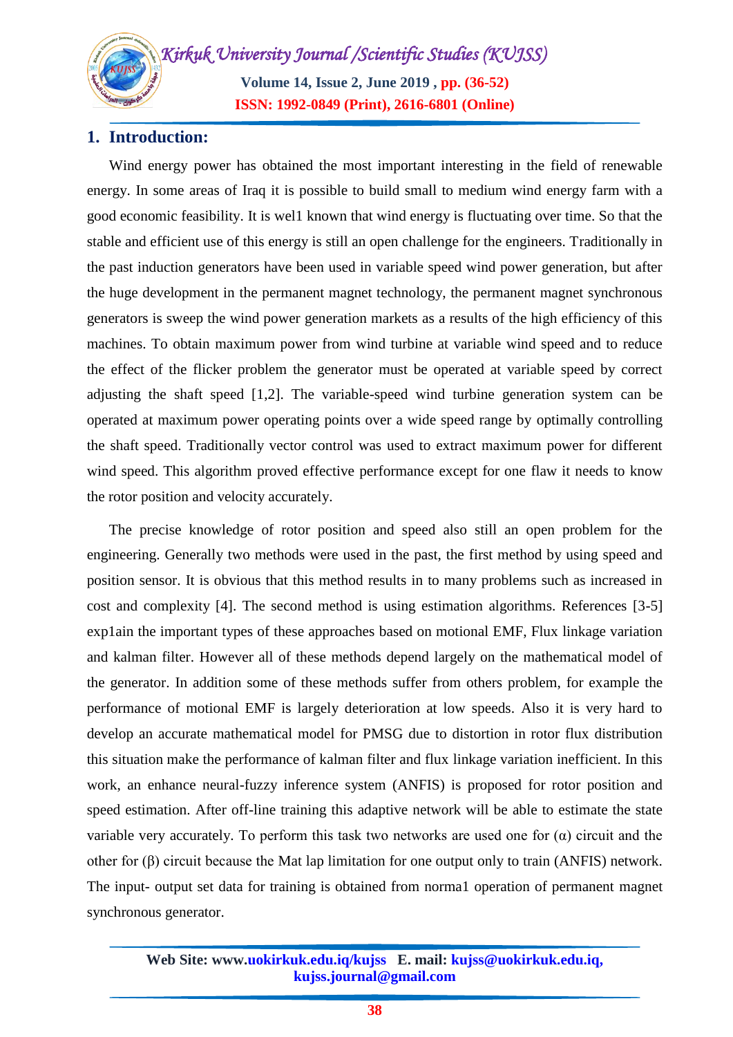## 1. Introduction:

Wind energy power has obtained the most important interesting in the field of renewable energy. In some areas of Iraq it is possible to build small to medium wind energy farm with a good economic feasibility. It is wel1 known that wind energy is fluctuating over time. So that the stable and efficient use of this energy is still an open challenge for the engineers. Traditionally in the past induction generators have been used in variable speed wind power generation, but after the huge development in the permanent magnet technology, the permanent magnet synchronous generators is sweep the wind power generation markets as a results of the high efficiency of this machines. To obtain maximum power from wind turbine at variable wind speed and to reduce the effect of the flicker problem the generator must be operated at variable speed by correct adjusting the shaft speed [1,2]. The variable-speed wind turbine generation system can be operated at maximum power operating points over a wide speed range by optimally controlling the shaft speed. Traditionally vector control was used to extract maximum power for different wind speed. This algorithm proved effective performance except for one flaw it needs to know the rotor position and velocity accurately.

The precise knowledge of rotor position and speed also still an open problem for the engineering. Generally two methods were used in the past, the first method by using speed and position sensor. It is obvious that this method results in to many problems such as increased in cost and complexity [4]. The second method is using estimation algorithms. References [3-5] exp1ain the important types of these approaches based on motional EMF, Flux linkage variation and kalman filter. However all of these methods depend largely on the mathematical model of the generator. In addition some of these methods suffer from others problem, for example the performance of motional EMF is largely deterioration at low speeds. Also it is very hard to develop an accurate mathematical model for PMSG due to distortion in rotor flux distribution this situation make the performance of kalman filter and flux linkage variation inefficient. In this work, an enhance neural-fuzzy inference system (ANFIS) is proposed for rotor position and speed estimation. After off-line training this adaptive network will be able to estimate the state variable very accurately. To perform this task two networks are used one for ($\alpha$) circuit and the other for ($\beta$) circuit because the Mat lap limitation for one output only to train (ANFIS) network. The input- output set data for training is obtained from norma1 operation of permanent magnet synchronous generator.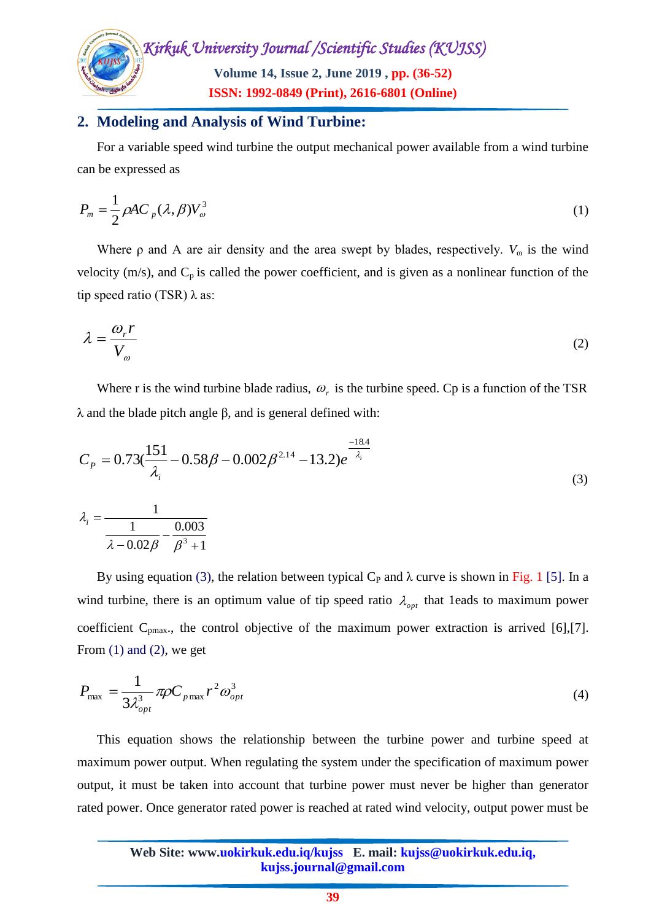## 2. Modeling and Analysis of Wind Turbine:

For a variable speed wind turbine the output mechanical power available from a wind turbine can be expressed as

$$P_m = \frac{1}{2}\rho A C_p(\lambda, \beta) V_\omega^3 \tag{1}$$

Where ρ and A are air density and the area swept by blades, respectively. $V_\omega$ is the wind velocity (m/s), and $C_p$ is called the power coefficient, and is given as a nonlinear function of the tip speed ratio (TSR) λ as:

$$\lambda = \frac{\omega_r r}{V_\omega} \tag{2}$$

Where r is the wind turbine blade radius, $\omega_r$ is the turbine speed. Cp is a function of the TSR λ and the blade pitch angle β, and is general defined with:

$$C_P = 0.73\left(\frac{151}{\lambda_i} - 0.58\beta - 0.002\beta^{2.14} - 13.2\right)e^{\frac{-18.4}{\lambda_i}}$$
$$\lambda_i = \frac{1}{\frac{1}{\lambda - 0.02\beta} - \frac{0.003}{\beta^3 + 1}} \tag{3}$$

By using equation (3), the relation between typical $C_P$ and λ curve is shown in Fig. 1 [5]. In a wind turbine, there is an optimum value of tip speed ratio $\lambda_{opt}$ that 1eads to maximum power coefficient $C_{pmax}$., the control objective of the maximum power extraction is arrived [6],[7]. From (1) and (2), we get

$$P_{\max} = \frac{1}{3\lambda_{opt}^3}\pi\rho C_{p\max} r^2 \omega_{opt}^3 \tag{4}$$

This equation shows the relationship between the turbine power and turbine speed at maximum power output. When regulating the system under the specification of maximum power output, it must be taken into account that turbine power must never be higher than generator rated power. Once generator rated power is reached at rated wind velocity, output power must be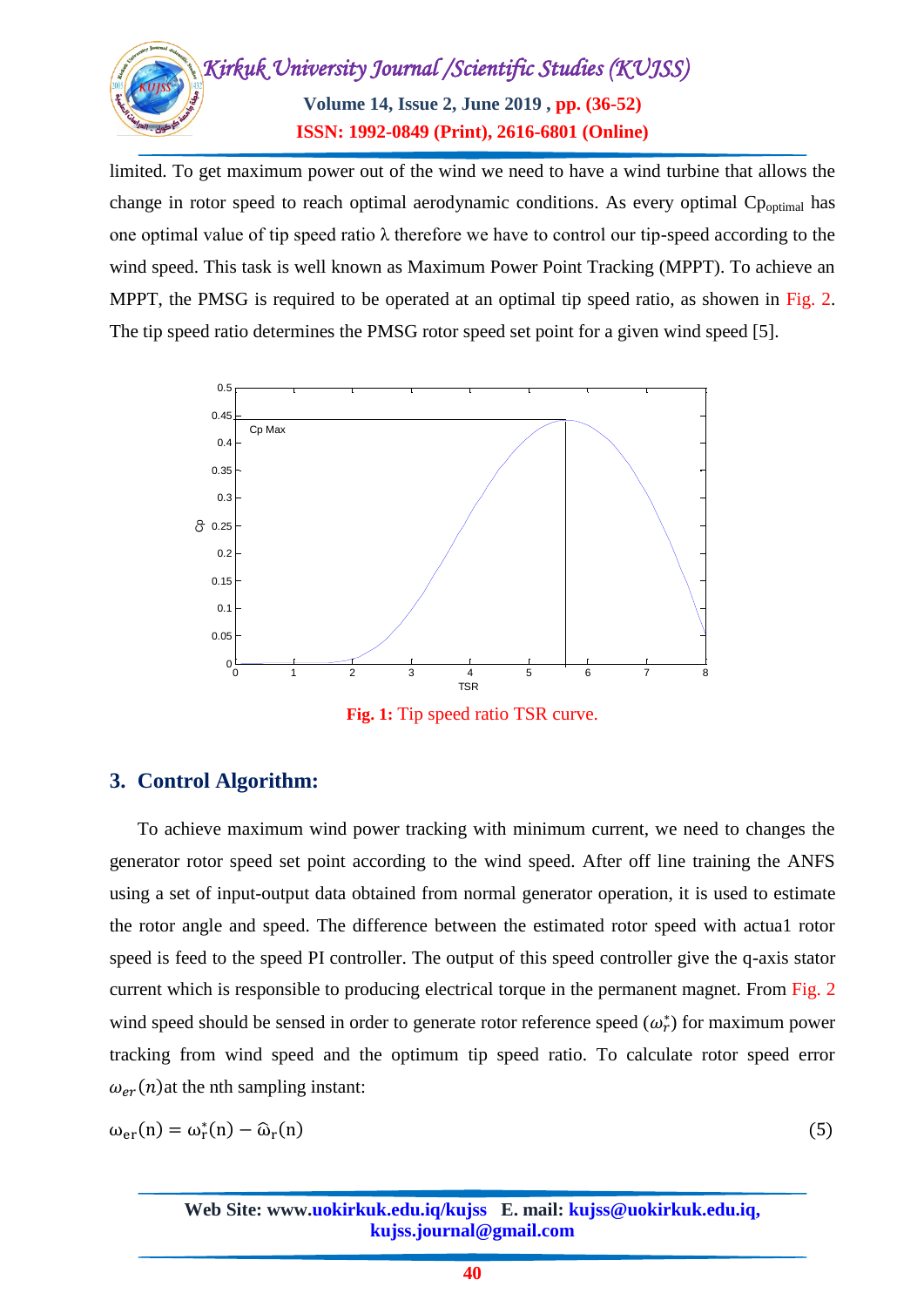limited. To get maximum power out of the wind we need to have a wind turbine that allows the change in rotor speed to reach optimal aerodynamic conditions. As every optimal $Cp_{optimal}$ has one optimal value of tip speed ratio λ therefore we have to control our tip-speed according to the wind speed. This task is well known as Maximum Power Point Tracking (MPPT). To achieve an MPPT, the PMSG is required to be operated at an optimal tip speed ratio, as showen in Fig. 2. The tip speed ratio determines the PMSG rotor speed set point for a given wind speed [5].

**Fig. 1:** Tip speed ratio TSR curve.

## 3. Control Algorithm:

To achieve maximum wind power tracking with minimum current, we need to changes the generator rotor speed set point according to the wind speed. After off line training the ANFS using a set of input-output data obtained from normal generator operation, it is used to estimate the rotor angle and speed. The difference between the estimated rotor speed with actua1 rotor speed is feed to the speed PI controller. The output of this speed controller give the q-axis stator current which is responsible to producing electrical torque in the permanent magnet. From Fig. 2 wind speed should be sensed in order to generate rotor reference speed ($\omega_r^*$) for maximum power tracking from wind speed and the optimum tip speed ratio. To calculate rotor speed error $\omega_{er}(n)$at the nth sampling instant:

$$\omega_{er}(n) = \omega_r^*(n) - \widehat{\omega}_r(n) \tag{5}$$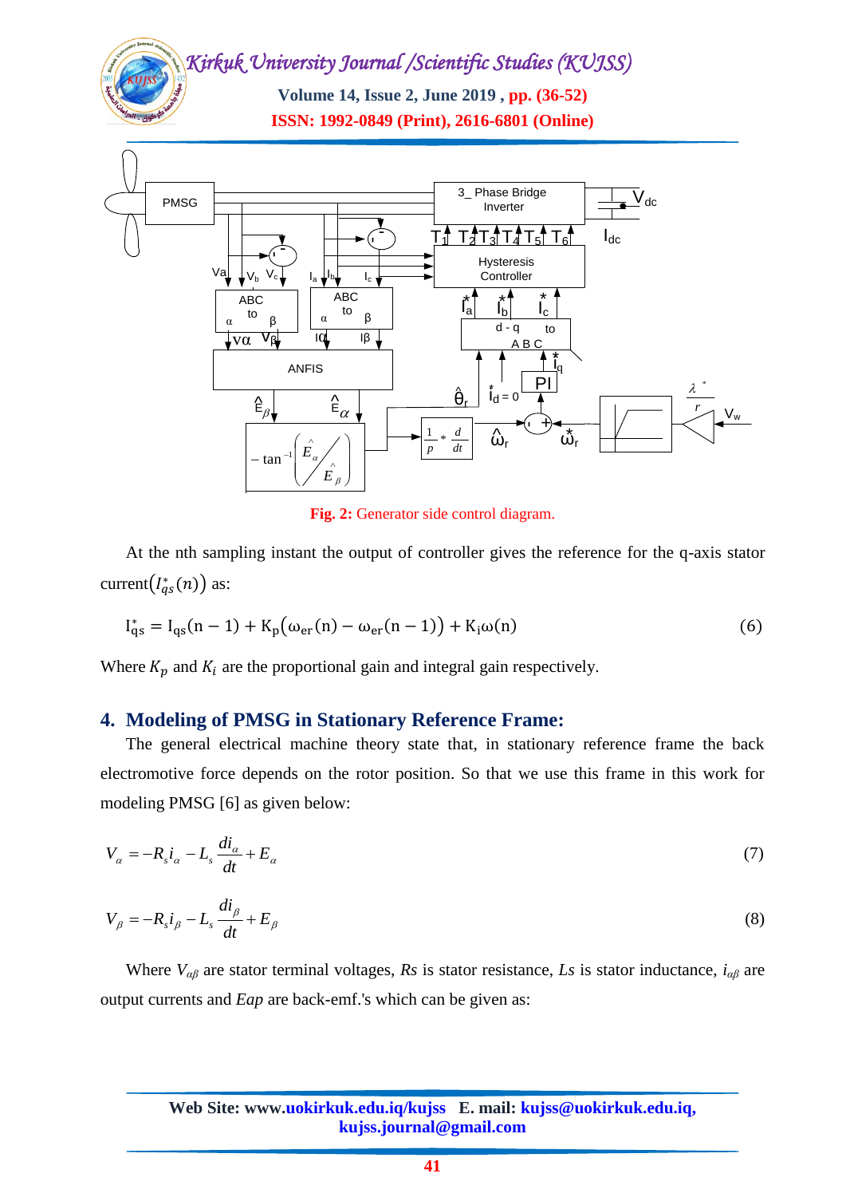Fig. 2: Generator side control diagram.

At the nth sampling instant the output of controller gives the reference for the q-axis stator current$\left(I_{qs}^{*}(n)\right)$ as:

$$I_{qs}^{*} = I_{qs}(n-1) + K_p\left(\omega_{er}(n) - \omega_{er}(n-1)\right) + K_i\omega(n) \tag{6}$$

Where $K_p$ and $K_i$ are the proportional gain and integral gain respectively.

## 4. Modeling of PMSG in Stationary Reference Frame:

The general electrical machine theory state that, in stationary reference frame the back electromotive force depends on the rotor position. So that we use this frame in this work for modeling PMSG [6] as given below:

$$V_{\alpha} = -R_s i_{\alpha} - L_s \frac{di_{\alpha}}{dt} + E_{\alpha} \tag{7}$$

$$V_{\beta} = -R_s i_{\beta} - L_s \frac{di_{\beta}}{dt} + E_{\beta} \tag{8}$$

Where $V_{\alpha\beta}$ are stator terminal voltages, *Rs* is stator resistance, *Ls* is stator inductance, $i_{\alpha\beta}$ are output currents and *Eap* are back-emf.'s which can be given as: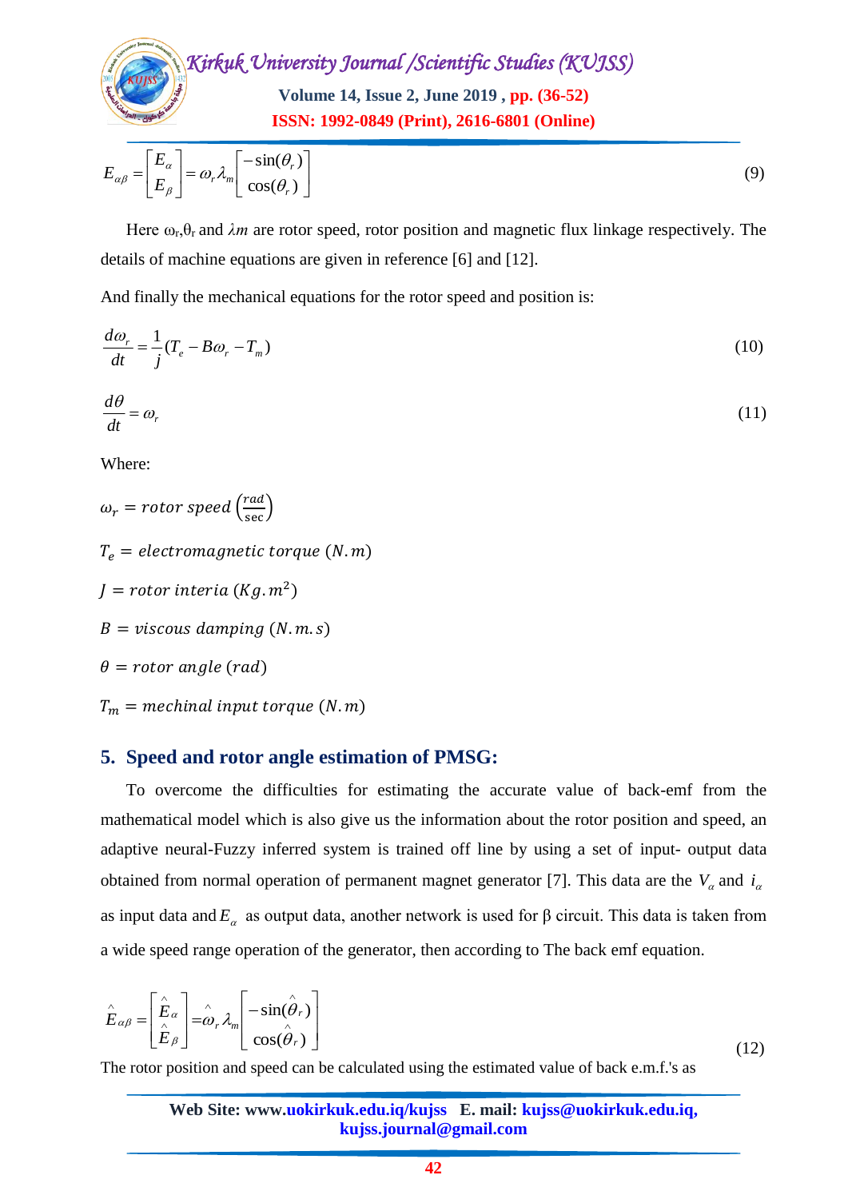$$E_{\alpha\beta} = \begin{bmatrix} E_\alpha \\ E_\beta \end{bmatrix} = \omega_r \lambda_m \begin{bmatrix} -\sin(\theta_r) \\ \cos(\theta_r) \end{bmatrix} \tag{9}$$

Here $\omega_r$, $\theta_r$ and $\lambda m$ are rotor speed, rotor position and magnetic flux linkage respectively. The details of machine equations are given in reference [6] and [12].

And finally the mechanical equations for the rotor speed and position is:

$$\frac{d\omega_r}{dt} = \frac{1}{j}(T_e - B\omega_r - T_m) \tag{10}$$

$$\frac{d\theta}{dt} = \omega_r \tag{11}$$

Where:

$\omega_r = rotor\ speed\ \left(\frac{rad}{\sec}\right)$

$T_e = electromagnetic\ torque\ (N.m)$

$J = rotor\ interia\ (Kg.m^2)$

$B = viscous\ damping\ (N.m.s)$

$\theta = rotor\ angle\ (rad)$

$T_m = mechinal\ input\ torque\ (N.m)$

## 5. Speed and rotor angle estimation of PMSG:

To overcome the difficulties for estimating the accurate value of back-emf from the mathematical model which is also give us the information about the rotor position and speed, an adaptive neural-Fuzzy inferred system is trained off line by using a set of input- output data obtained from normal operation of permanent magnet generator [7]. This data are the $V_\alpha$ and $i_\alpha$ as input data and $E_\alpha$ as output data, another network is used for β circuit. This data is taken from a wide speed range operation of the generator, then according to The back emf equation.

$$\hat{E}_{\alpha\beta} = \begin{bmatrix} \hat{E}_\alpha \\ \hat{E}_\beta \end{bmatrix} = \hat{\omega}_r \lambda_m \begin{bmatrix} -\sin(\hat{\theta}_r) \\ \cos(\hat{\theta}_r) \end{bmatrix} \tag{12}$$

The rotor position and speed can be calculated using the estimated value of back e.m.f.'s as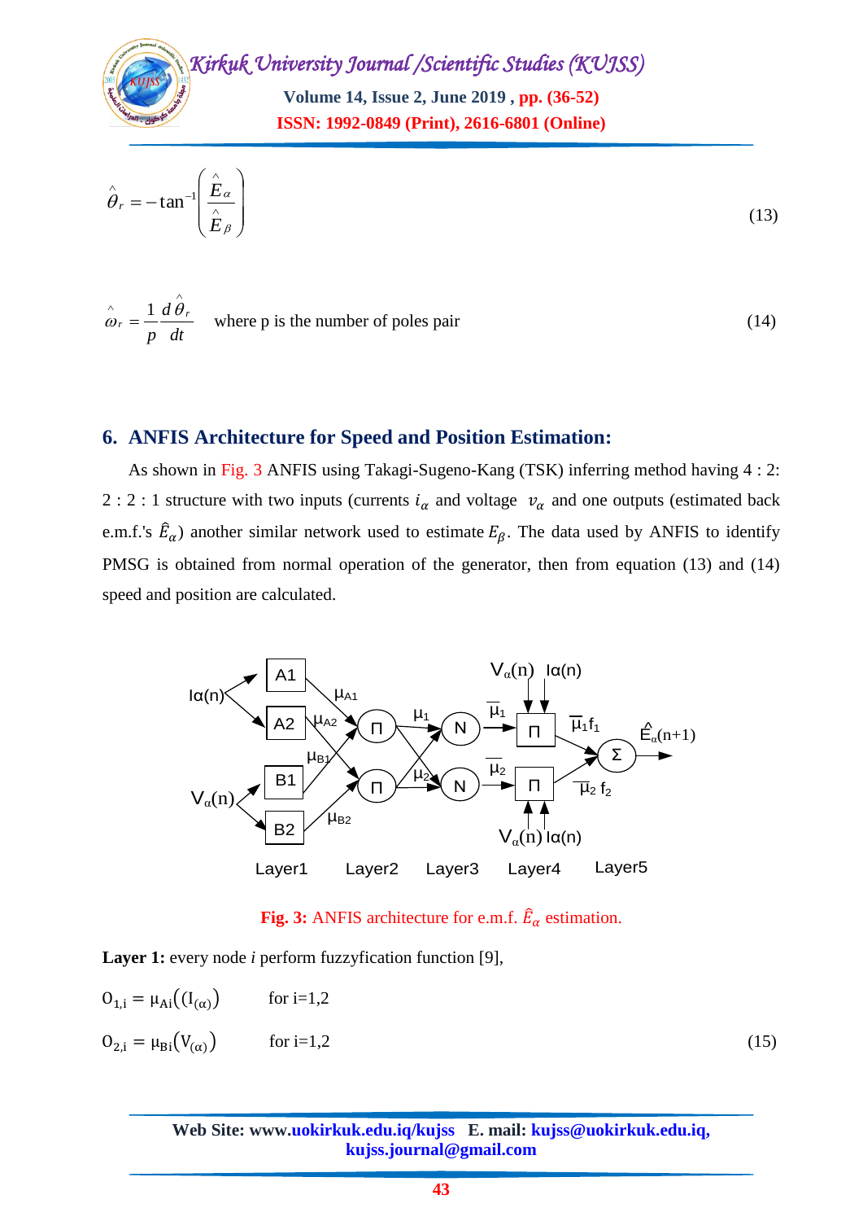$$\hat{\theta}_r = -\tan^{-1}\left(\frac{\hat{E}_\alpha}{\hat{E}_\beta}\right) \tag{13}$$

$$\hat{\omega}_r = \frac{1}{p}\frac{d\hat{\theta}_r}{dt} \quad \text{where p is the number of poles pair} \tag{14}$$

## 6. ANFIS Architecture for Speed and Position Estimation:

As shown in Fig. 3 ANFIS using Takagi-Sugeno-Kang (TSK) inferring method having 4 : 2: 2 : 2 : 1 structure with two inputs (currents $i_\alpha$ and voltage $v_\alpha$ and one outputs (estimated back e.m.f.'s $\hat{E}_\alpha$) another similar network used to estimate $E_\beta$. The data used by ANFIS to identify PMSG is obtained from normal operation of the generator, then from equation (13) and (14) speed and position are calculated.

**Fig. 3:** ANFIS architecture for e.m.f. $\hat{E}_\alpha$ estimation.

**Layer 1:** every node *i* perform fuzzyfication function [9],

$$O_{1,i} = \mu_{Ai}((I_{(\alpha)}) \qquad \text{for i=1,2}$$

$$O_{2,i} = \mu_{Bi}(V_{(\alpha)}) \qquad \text{for i=1,2} \tag{15}$$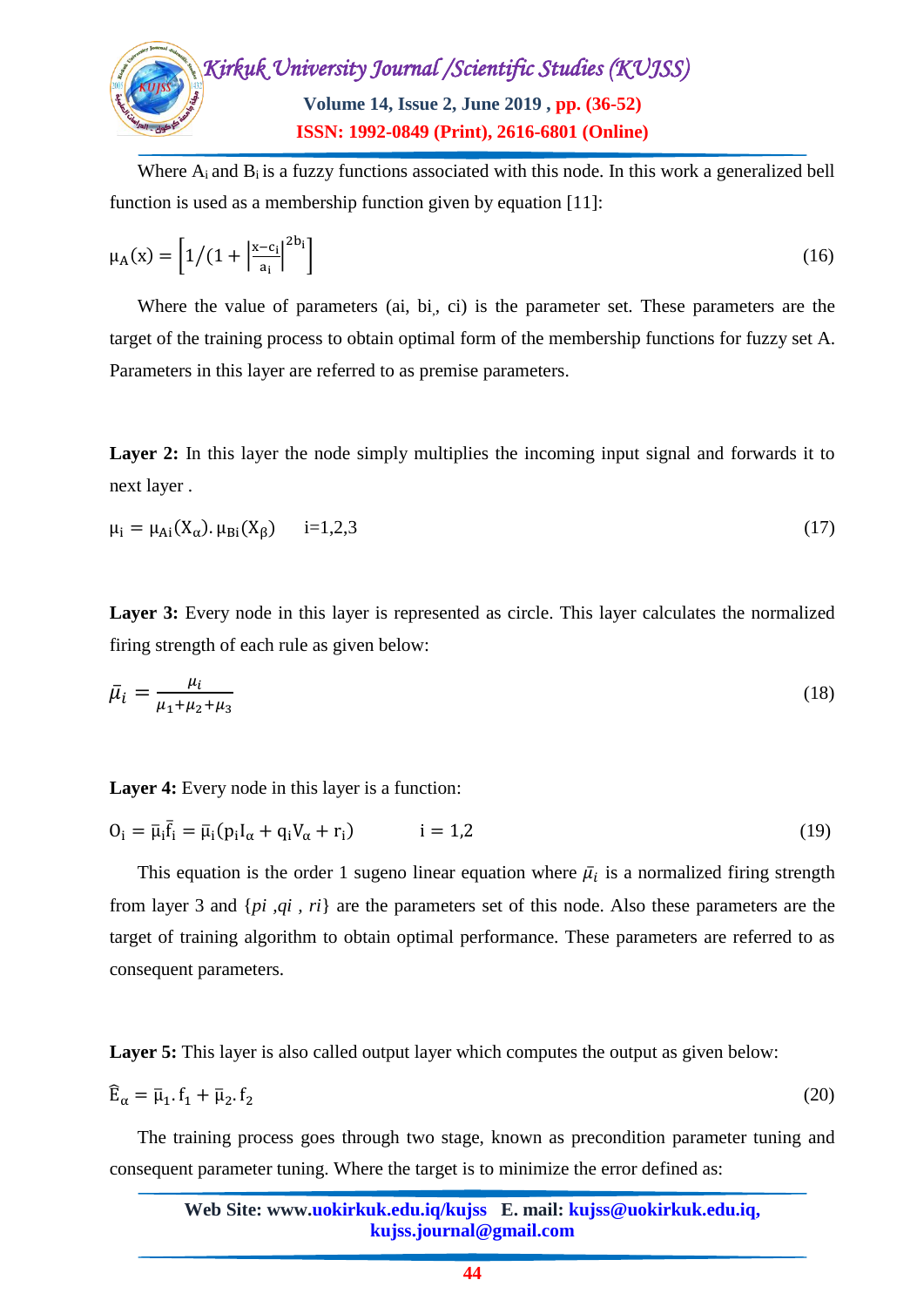Where $A_i$ and $B_i$ is a fuzzy functions associated with this node. In this work a generalized bell function is used as a membership function given by equation [11]:

$$\mu_A(x) = \left[1/(1 + \left|\frac{x - c_i}{a_i}\right|^{2b_i}\right] \tag{16}$$

Where the value of parameters (ai, bi,, ci) is the parameter set. These parameters are the target of the training process to obtain optimal form of the membership functions for fuzzy set A. Parameters in this layer are referred to as premise parameters.

**Layer 2:** In this layer the node simply multiplies the incoming input signal and forwards it to next layer .

$$\mu_i = \mu_{Ai}(X_\alpha).\mu_{Bi}(X_\beta) \quad \text{i=1,2,3} \tag{17}$$

**Layer 3:** Every node in this layer is represented as circle. This layer calculates the normalized firing strength of each rule as given below:

$$\bar{\mu}_i = \frac{\mu_i}{\mu_1 + \mu_2 + \mu_3} \tag{18}$$

**Layer 4:** Every node in this layer is a function:

$$O_i = \bar{\mu}_i \bar{f}_i = \bar{\mu}_i(p_i I_\alpha + q_i V_\alpha + r_i) \qquad i = 1,2 \tag{19}$$

This equation is the order 1 sugeno linear equation where $\bar{\mu}_i$ is a normalized firing strength from layer 3 and {*pi* ,*qi* , *ri*} are the parameters set of this node. Also these parameters are the target of training algorithm to obtain optimal performance. These parameters are referred to as consequent parameters.

**Layer 5:** This layer is also called output layer which computes the output as given below:

$$\hat{E}_\alpha = \bar{\mu}_1.f_1 + \bar{\mu}_2.f_2 \tag{20}$$

The training process goes through two stage, known as precondition parameter tuning and consequent parameter tuning. Where the target is to minimize the error defined as: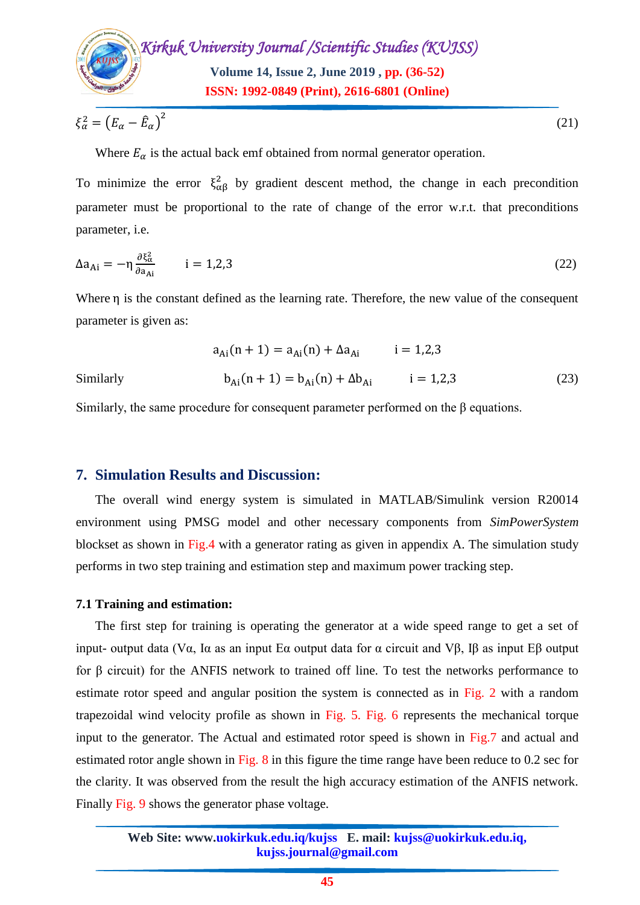$$\xi_{\alpha}^{2} = \left(E_{\alpha} - \hat{E}_{\alpha}\right)^{2} \tag{21}$$

Where $E_{\alpha}$ is the actual back emf obtained from normal generator operation.

To minimize the error $\xi_{\alpha\beta}^{2}$ by gradient descent method, the change in each precondition parameter must be proportional to the rate of change of the error w.r.t. that preconditions parameter, i.e.

$$\Delta a_{Ai} = -\eta \frac{\partial \xi_{\alpha}^{2}}{\partial a_{Ai}} \qquad i = 1,2,3 \tag{22}$$

Where $\eta$ is the constant defined as the learning rate. Therefore, the new value of the consequent parameter is given as:

$$a_{Ai}(n+1) = a_{Ai}(n) + \Delta a_{Ai} \qquad i = 1,2,3$$

Similarly

$$b_{Ai}(n+1) = b_{Ai}(n) + \Delta b_{Ai} \qquad i = 1,2,3 \tag{23}$$

Similarly, the same procedure for consequent parameter performed on the β equations.

## 7. Simulation Results and Discussion:

The overall wind energy system is simulated in MATLAB/Simulink version R20014 environment using PMSG model and other necessary components from *SimPowerSystem* blockset as shown in Fig.4 with a generator rating as given in appendix A. The simulation study performs in two step training and estimation step and maximum power tracking step.

### 7.1 Training and estimation:

The first step for training is operating the generator at a wide speed range to get a set of input- output data (Vα, Iα as an input Eα output data for α circuit and Vβ, Iβ as input Eβ output for β circuit) for the ANFIS network to trained off line. To test the networks performance to estimate rotor speed and angular position the system is connected as in Fig. 2 with a random trapezoidal wind velocity profile as shown in Fig. 5. Fig. 6 represents the mechanical torque input to the generator. The Actual and estimated rotor speed is shown in Fig.7 and actual and estimated rotor angle shown in Fig. 8 in this figure the time range have been reduce to 0.2 sec for the clarity. It was observed from the result the high accuracy estimation of the ANFIS network. Finally Fig. 9 shows the generator phase voltage.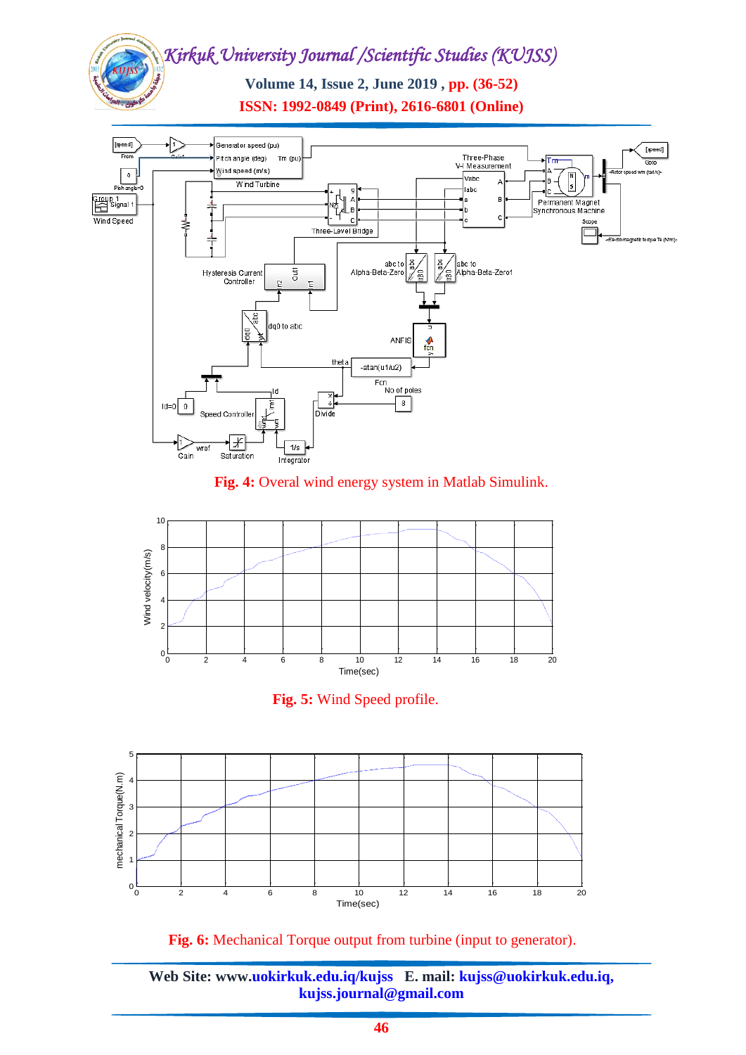**Fig. 4:** Overal wind energy system in Matlab Simulink.

**Fig. 5:** Wind Speed profile.

**Fig. 6:** Mechanical Torque output from turbine (input to generator).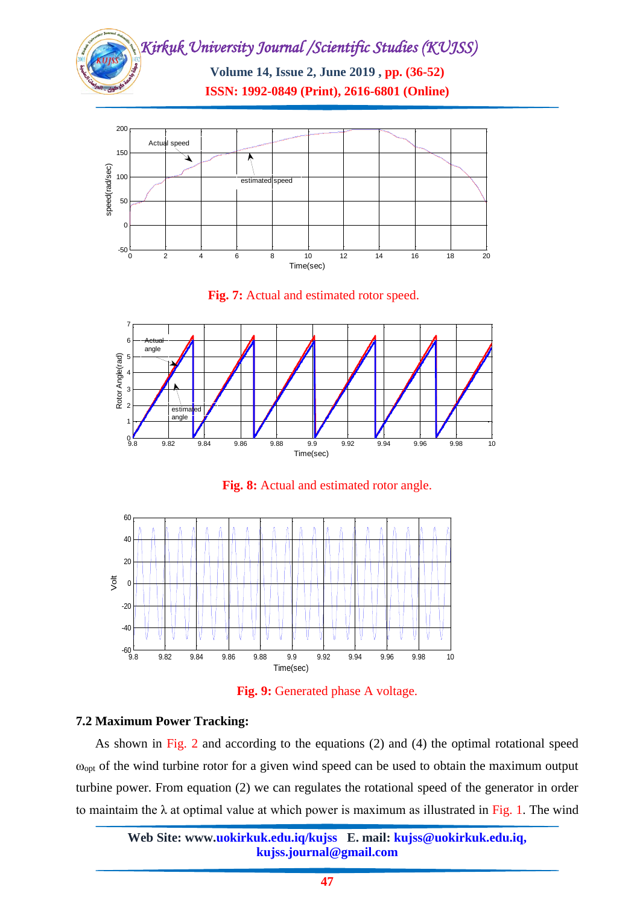Fig. 7: Actual and estimated rotor speed.

Fig. 8: Actual and estimated rotor angle.

Fig. 9: Generated phase A voltage.

### 7.2 Maximum Power Tracking:

As shown in Fig. 2 and according to the equations (2) and (4) the optimal rotational speed $\omega_{opt}$ of the wind turbine rotor for a given wind speed can be used to obtain the maximum output turbine power. From equation (2) we can regulates the rotational speed of the generator in order to maintaim the $\lambda$ at optimal value at which power is maximum as illustrated in Fig. 1. The wind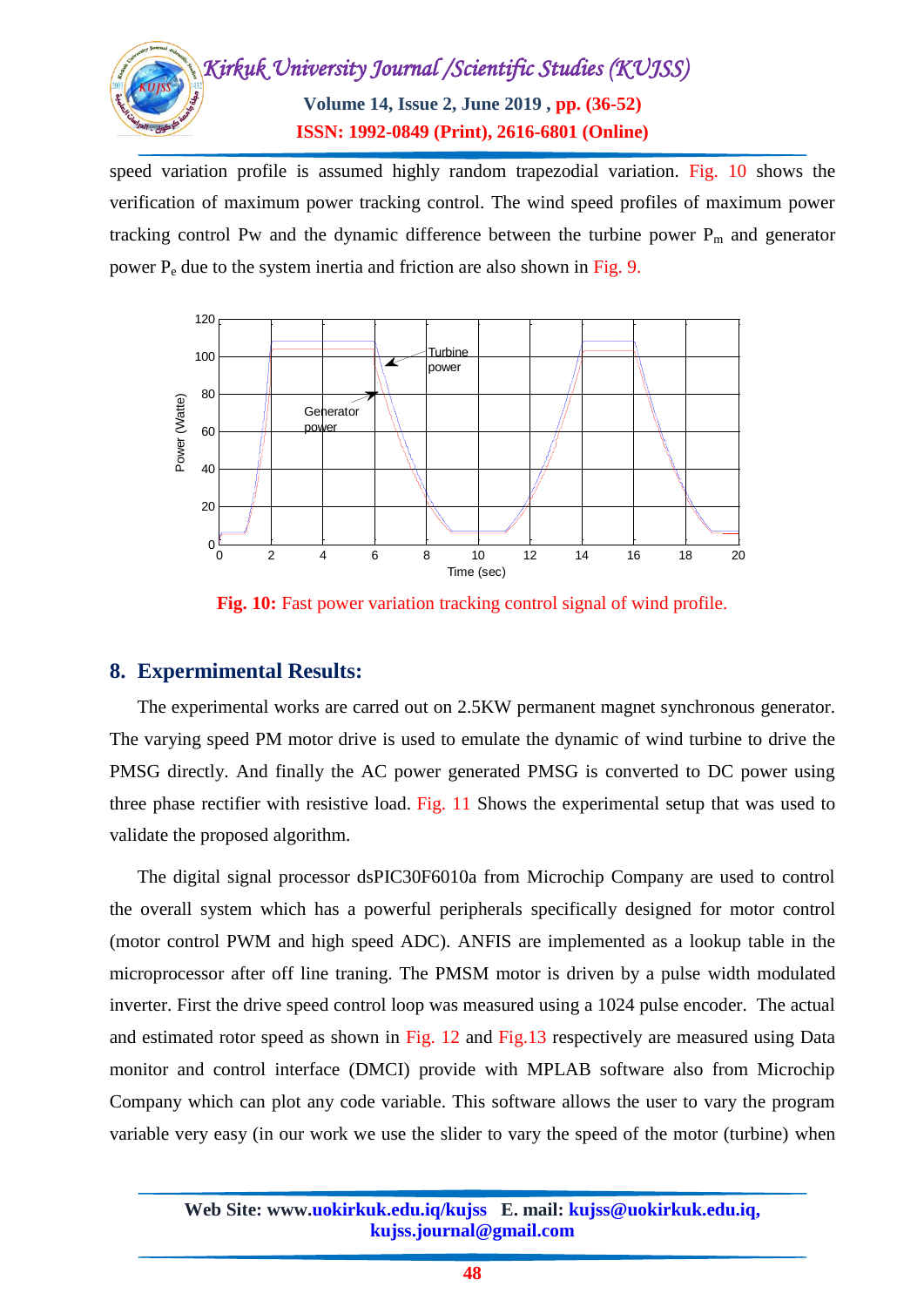speed variation profile is assumed highly random trapezodial variation. Fig. 10 shows the verification of maximum power tracking control. The wind speed profiles of maximum power tracking control Pw and the dynamic difference between the turbine power $P_m$ and generator power $P_e$ due to the system inertia and friction are also shown in Fig. 9.

**Fig. 10:** Fast power variation tracking control signal of wind profile.

## 8. Expermimental Results:

The experimental works are carred out on 2.5KW permanent magnet synchronous generator. The varying speed PM motor drive is used to emulate the dynamic of wind turbine to drive the PMSG directly. And finally the AC power generated PMSG is converted to DC power using three phase rectifier with resistive load. Fig. 11 Shows the experimental setup that was used to validate the proposed algorithm.

The digital signal processor dsPIC30F6010a from Microchip Company are used to control the overall system which has a powerful peripherals specifically designed for motor control (motor control PWM and high speed ADC). ANFIS are implemented as a lookup table in the microprocessor after off line traning. The PMSM motor is driven by a pulse width modulated inverter. First the drive speed control loop was measured using a 1024 pulse encoder. The actual and estimated rotor speed as shown in Fig. 12 and Fig.13 respectively are measured using Data monitor and control interface (DMCI) provide with MPLAB software also from Microchip Company which can plot any code variable. This software allows the user to vary the program variable very easy (in our work we use the slider to vary the speed of the motor (turbine) when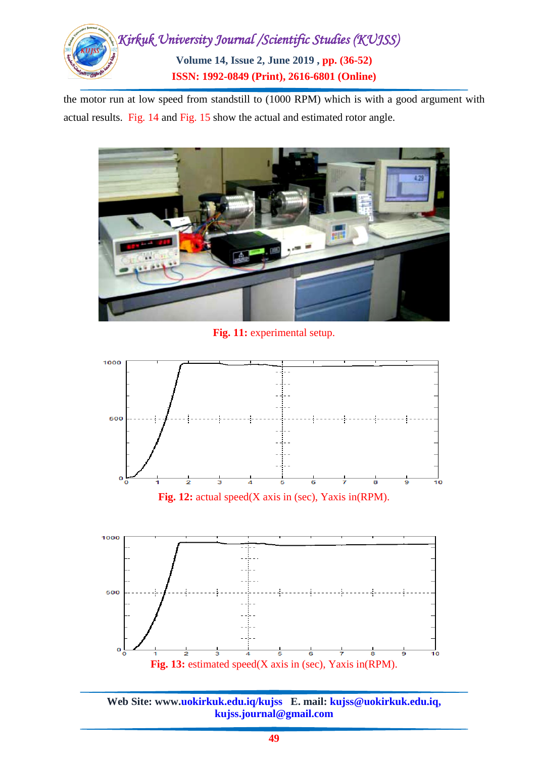the motor run at low speed from standstill to (1000 RPM) which is with a good argument with actual results. Fig. 14 and Fig. 15 show the actual and estimated rotor angle.

**Fig. 11:** experimental setup.

**Fig. 12:** actual speed(X axis in (sec), Yaxis in(RPM).

**Fig. 13:** estimated speed(X axis in (sec), Yaxis in(RPM).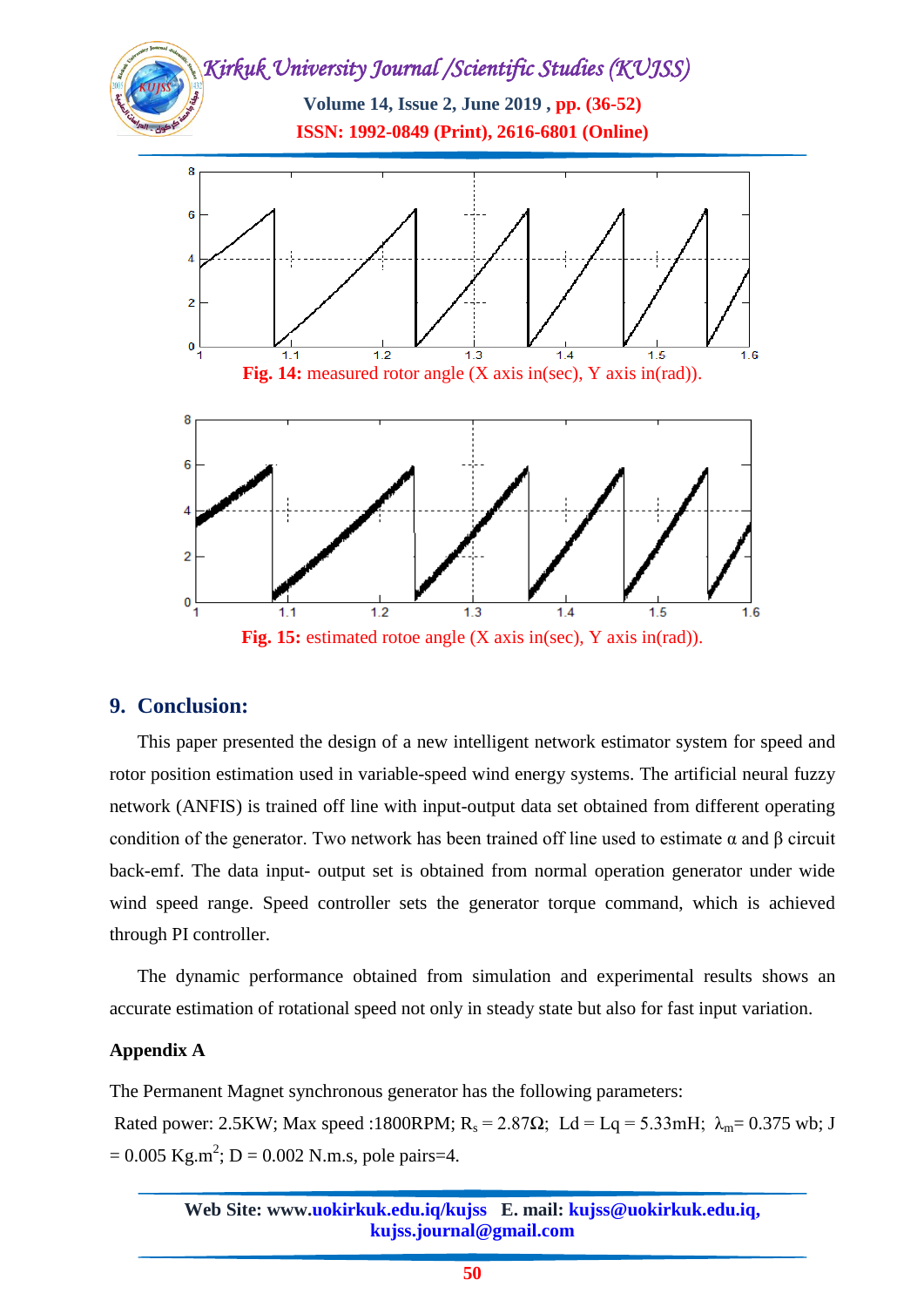Fig. 14: measured rotor angle (X axis in(sec), Y axis in(rad)).

Fig. 15: estimated rotoe angle (X axis in(sec), Y axis in(rad)).

## 9. Conclusion:

This paper presented the design of a new intelligent network estimator system for speed and rotor position estimation used in variable-speed wind energy systems. The artificial neural fuzzy network (ANFIS) is trained off line with input-output data set obtained from different operating condition of the generator. Two network has been trained off line used to estimate α and β circuit back-emf. The data input- output set is obtained from normal operation generator under wide wind speed range. Speed controller sets the generator torque command, which is achieved through PI controller.

The dynamic performance obtained from simulation and experimental results shows an accurate estimation of rotational speed not only in steady state but also for fast input variation.

### Appendix A

The Permanent Magnet synchronous generator has the following parameters:

Rated power: 2.5KW; Max speed :1800RPM; $R_s$ = 2.87Ω; Ld = Lq = 5.33mH; $\lambda_m$= 0.375 wb; J = 0.005 Kg.m$^2$; D = 0.002 N.m.s, pole pairs=4.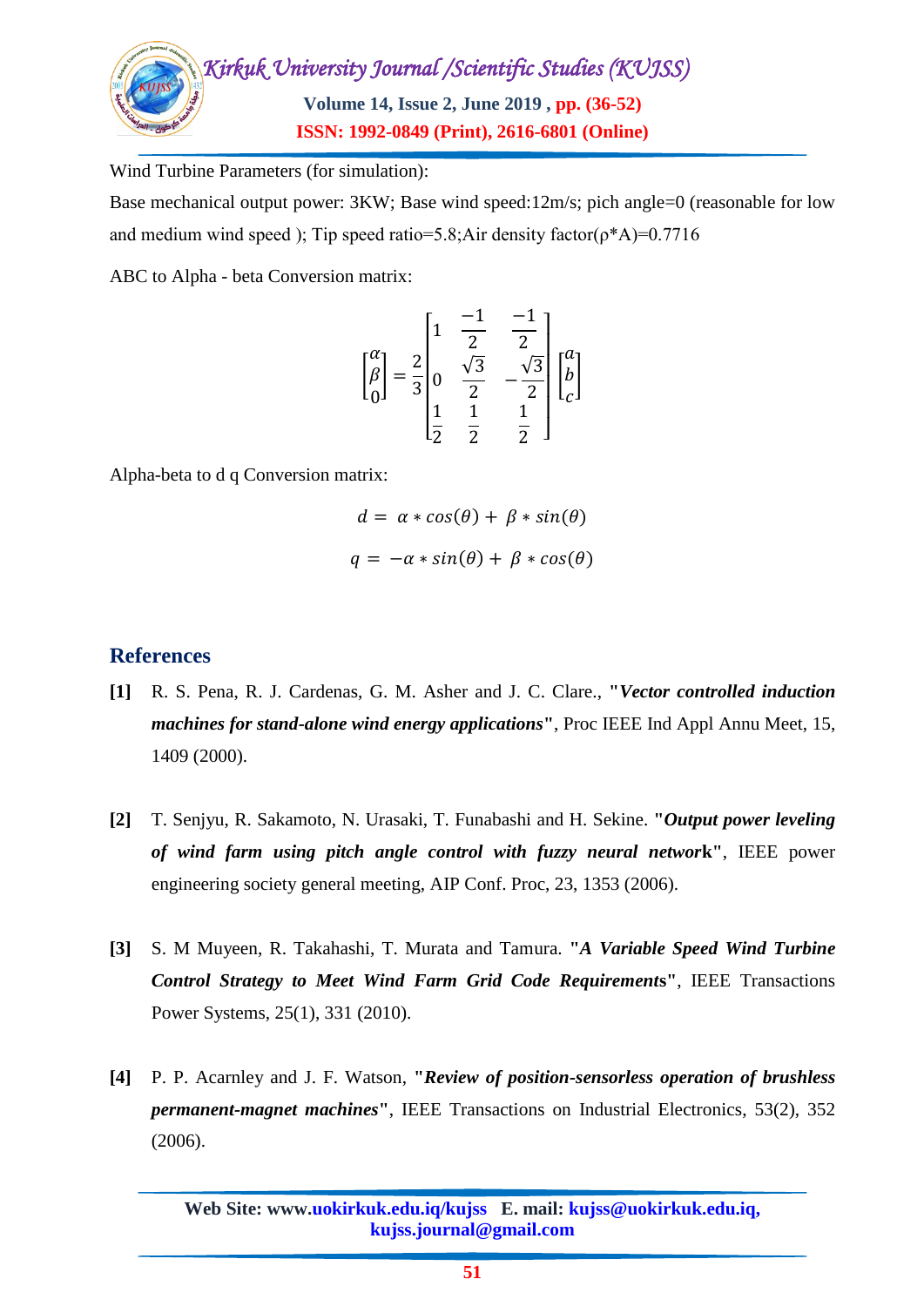Wind Turbine Parameters (for simulation):

Base mechanical output power: 3KW; Base wind speed:12m/s; pich angle=0 (reasonable for low and medium wind speed ); Tip speed ratio=5.8;Air density factor(ρ*A)=0.7716

ABC to Alpha - beta Conversion matrix:

$$\begin{bmatrix}\alpha\\ \beta\\ 0\end{bmatrix} = \frac{2}{3}\begin{bmatrix}1 & \frac{-1}{2} & \frac{-1}{2}\\ 0 & \frac{\sqrt{3}}{2} & -\frac{\sqrt{3}}{2}\\ \frac{1}{2} & \frac{1}{2} & \frac{1}{2}\end{bmatrix}\begin{bmatrix}a\\ b\\ c\end{bmatrix}$$

Alpha-beta to d q Conversion matrix:

$$d = \alpha * cos(\theta) + \beta * sin(\theta)$$

$$q = -\alpha * sin(\theta) + \beta * cos(\theta)$$

## References

**[1]** R. S. Pena, R. J. Cardenas, G. M. Asher and J. C. Clare., "***Vector controlled induction machines for stand-alone wind energy applications***", Proc IEEE Ind Appl Annu Meet, 15, 1409 (2000).

**[2]** T. Senjyu, R. Sakamoto, N. Urasaki, T. Funabashi and H. Sekine. "***Output power leveling of wind farm using pitch angle control with fuzzy neural network***", IEEE power engineering society general meeting, AIP Conf. Proc, 23, 1353 (2006).

**[3]** S. M Muyeen, R. Takahashi, T. Murata and Tamura. "***A Variable Speed Wind Turbine Control Strategy to Meet Wind Farm Grid Code Requirements***", IEEE Transactions Power Systems, 25(1), 331 (2010).

**[4]** P. P. Acarnley and J. F. Watson, "***Review of position-sensorless operation of brushless permanent-magnet machines***", IEEE Transactions on Industrial Electronics, 53(2), 352 (2006).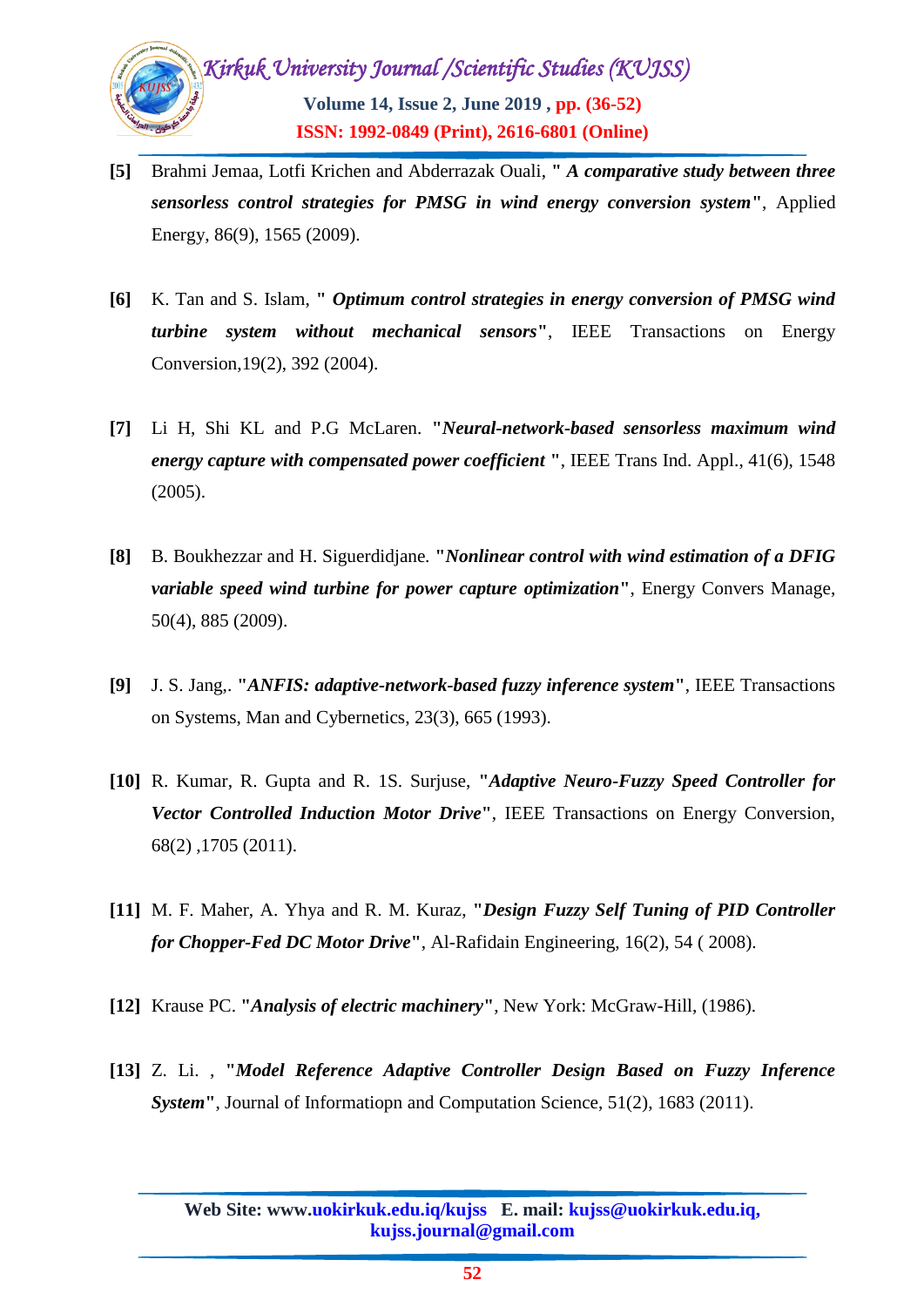**[5]** Brahmi Jemaa, Lotfi Krichen and Abderrazak Ouali, **"** ***A comparative study between three sensorless control strategies for PMSG in wind energy conversion system*****"**, Applied Energy, 86(9), 1565 (2009).

**[6]** K. Tan and S. Islam, **"** ***Optimum control strategies in energy conversion of PMSG wind turbine system without mechanical sensors*****"**, IEEE Transactions on Energy Conversion,19(2), 392 (2004).

**[7]** Li H, Shi KL and P.G McLaren. **"*****Neural-network-based sensorless maximum wind energy capture with compensated power coefficient*** **"**, IEEE Trans Ind. Appl., 41(6), 1548 (2005).

**[8]** B. Boukhezzar and H. Siguerdidjane. **"*****Nonlinear control with wind estimation of a DFIG variable speed wind turbine for power capture optimization*****"**, Energy Convers Manage, 50(4), 885 (2009).

**[9]** J. S. Jang,. **"*****ANFIS: adaptive-network-based fuzzy inference system*****"**, IEEE Transactions on Systems, Man and Cybernetics, 23(3), 665 (1993).

**[10]** R. Kumar, R. Gupta and R. 1S. Surjuse, **"*****Adaptive Neuro-Fuzzy Speed Controller for Vector Controlled Induction Motor Drive*****"**, IEEE Transactions on Energy Conversion, 68(2) ,1705 (2011).

**[11]** M. F. Maher, A. Yhya and R. M. Kuraz, **"*****Design Fuzzy Self Tuning of PID Controller for Chopper-Fed DC Motor Drive*****"**, Al-Rafidain Engineering, 16(2), 54 ( 2008).

**[12]** Krause PC. **"*****Analysis of electric machinery*****"**, New York: McGraw-Hill, (1986).

**[13]** Z. Li. , **"*****Model Reference Adaptive Controller Design Based on Fuzzy Inference System*****"**, Journal of Informatiopn and Computation Science, 51(2), 1683 (2011).